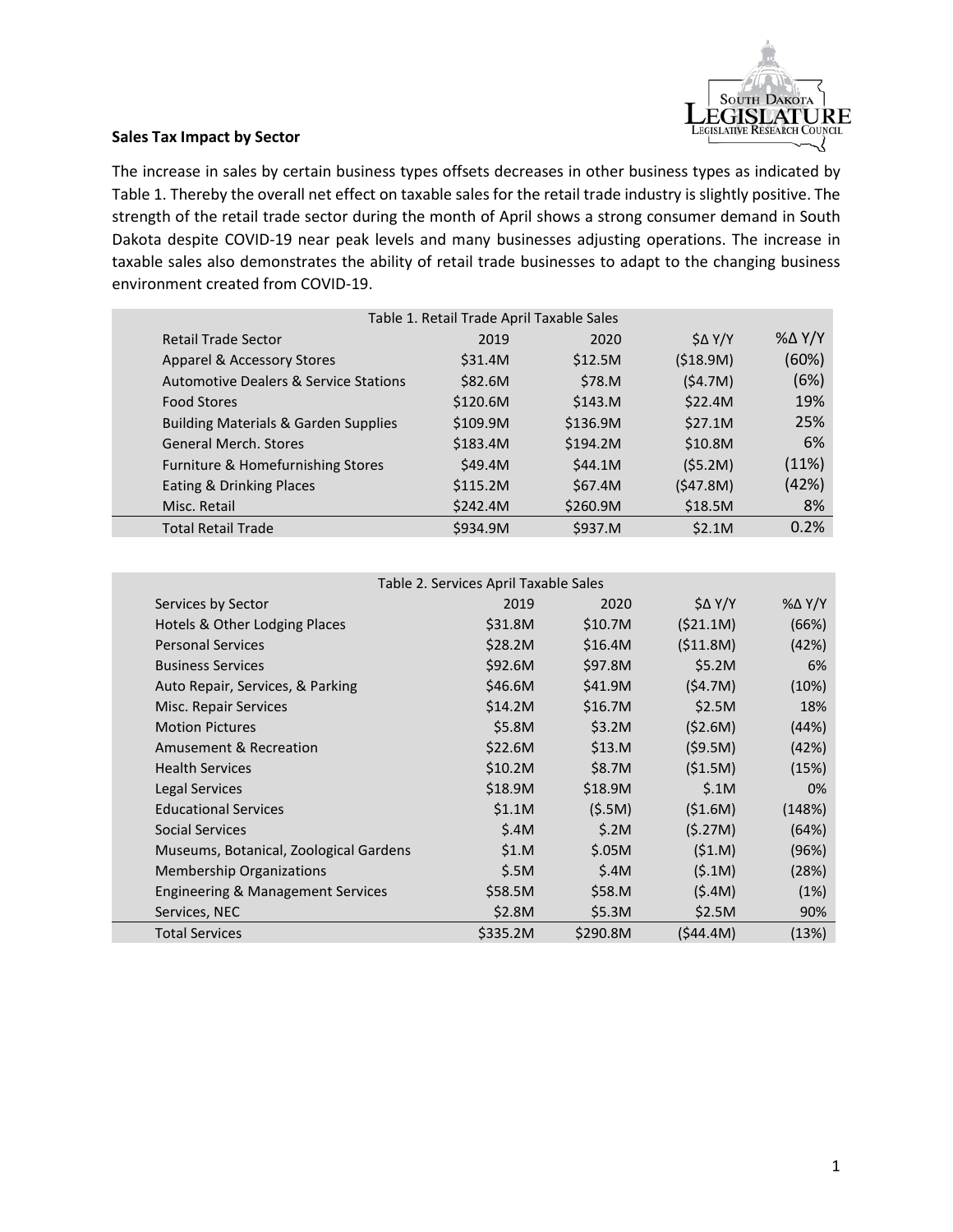**Sales Tax Impact by Sector**

The increase in sales by certain business types offsets decreases in other business types as indicated by Table 1. Thereby the overall net effect on taxable sales for the retail trade industry is slightly positive. The strength of the retail trade sector during the month of April shows a strong consumer demand in South Dakota despite COVID-19 near peak levels and many businesses adjusting operations. The increase in taxable sales also demonstrates the ability of retail trade businesses to adapt to the changing business environment created from COVID-19.

Table 1. Retail Trade April Taxable Sales

| Retail Trade Sector | 2019 | 2020 | $Δ Y/Y | %Δ Y/Y |
|---|---|---|---|---|
| Apparel & Accessory Stores | $31.4M | $12.5M | ($18.9M) | (60%) |
| Automotive Dealers & Service Stations | $82.6M | $78.M | ($4.7M) | (6%) |
| Food Stores | $120.6M | $143.M | $22.4M | 19% |
| Building Materials & Garden Supplies | $109.9M | $136.9M | $27.1M | 25% |
| General Merch. Stores | $183.4M | $194.2M | $10.8M | 6% |
| Furniture & Homefurnishing Stores | $49.4M | $44.1M | ($5.2M) | (11%) |
| Eating & Drinking Places | $115.2M | $67.4M | ($47.8M) | (42%) |
| Misc. Retail | $242.4M | $260.9M | $18.5M | 8% |
| Total Retail Trade | $934.9M | $937.M | $2.1M | 0.2% |

Table 2. Services April Taxable Sales

| Services by Sector | 2019 | 2020 | $Δ Y/Y | %Δ Y/Y |
|---|---|---|---|---|
| Hotels & Other Lodging Places | $31.8M | $10.7M | ($21.1M) | (66%) |
| Personal Services | $28.2M | $16.4M | ($11.8M) | (42%) |
| Business Services | $92.6M | $97.8M | $5.2M | 6% |
| Auto Repair, Services, & Parking | $46.6M | $41.9M | ($4.7M) | (10%) |
| Misc. Repair Services | $14.2M | $16.7M | $2.5M | 18% |
| Motion Pictures | $5.8M | $3.2M | ($2.6M) | (44%) |
| Amusement & Recreation | $22.6M | $13.M | ($9.5M) | (42%) |
| Health Services | $10.2M | $8.7M | ($1.5M) | (15%) |
| Legal Services | $18.9M | $18.9M | $.1M | 0% |
| Educational Services | $1.1M | ($.5M) | ($1.6M) | (148%) |
| Social Services | $.4M | $.2M | ($.27M) | (64%) |
| Museums, Botanical, Zoological Gardens | $1.M | $.05M | ($1.M) | (96%) |
| Membership Organizations | $.5M | $.4M | ($.1M) | (28%) |
| Engineering & Management Services | $58.5M | $58.M | ($.4M) | (1%) |
| Services, NEC | $2.8M | $5.3M | $2.5M | 90% |
| Total Services | $335.2M | $290.8M | ($44.4M) | (13%) |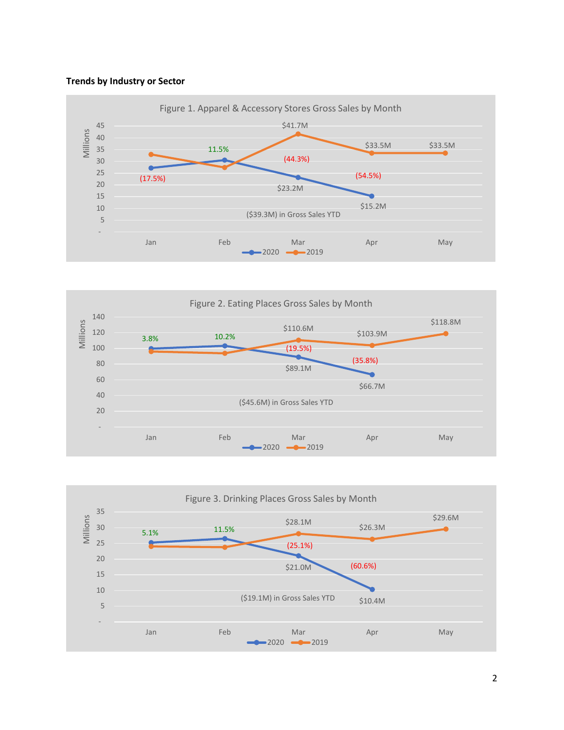**Trends by Industry or Sector**

Figure 1. Apparel & Accessory Stores Gross Sales by Month

| Month | 2020 | 2019 | Change |
|---|---|---|---|
| Jan | | | (17.5%) |
| Feb | | | 11.5% |
| Mar | $23.2M | $41.7M | (44.3%) |
| Apr | $15.2M | $33.5M | (54.5%) |
| May | | $33.5M | |

($39.3M) in Gross Sales YTD

Figure 2. Eating Places Gross Sales by Month

| Month | 2020 | 2019 | Change |
|---|---|---|---|
| Jan | | | 3.8% |
| Feb | | | 10.2% |
| Mar | $89.1M | $110.6M | (19.5%) |
| Apr | $66.7M | $103.9M | (35.8%) |
| May | | $118.8M | |

($45.6M) in Gross Sales YTD

Figure 3. Drinking Places Gross Sales by Month

| Month | 2020 | 2019 | Change |
|---|---|---|---|
| Jan | | | 5.1% |
| Feb | | | 11.5% |
| Mar | $21.0M | $28.1M | (25.1%) |
| Apr | $10.4M | $26.3M | (60.6%) |
| May | | $29.6M | |

($19.1M) in Gross Sales YTD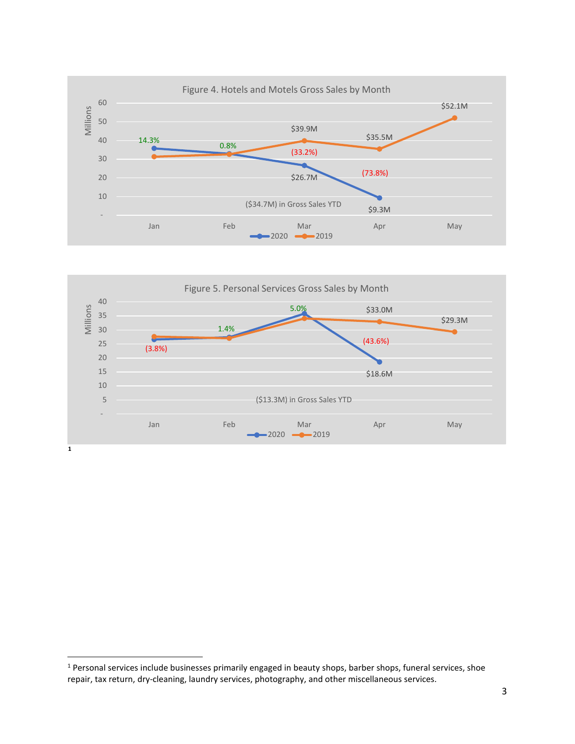Figure 4. Hotels and Motels Gross Sales by Month

| Month | 2020 | 2019 | Change |
|---|---|---|---|
| Jan | | | 14.3% |
| Feb | | | 0.8% |
| Mar | $26.7M | $39.9M | (33.2%) |
| Apr | $9.3M | $35.5M | (73.8%) |
| May | | $52.1M | |

($34.7M) in Gross Sales YTD

Figure 5. Personal Services Gross Sales by Month[1]

| Month | 2020 | 2019 | Change |
|---|---|---|---|
| Jan | | | (3.8%) |
| Feb | | | 1.4% |
| Mar | | | 5.0% |
| Apr | $18.6M | $33.0M | (43.6%) |
| May | | $29.3M | |

($13.3M) in Gross Sales YTD

[1] Personal services include businesses primarily engaged in beauty shops, barber shops, funeral services, shoe repair, tax return, dry-cleaning, laundry services, photography, and other miscellaneous services.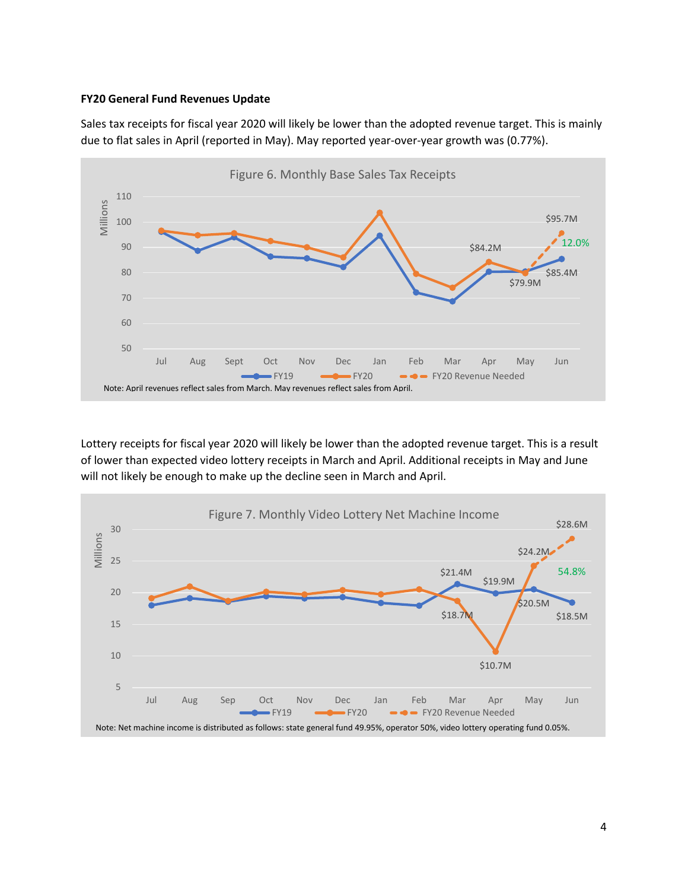**FY20 General Fund Revenues Update**

Sales tax receipts for fiscal year 2020 will likely be lower than the adopted revenue target. This is mainly due to flat sales in April (reported in May). May reported year-over-year growth was (0.77%).

Figure 6. Monthly Base Sales Tax Receipts

Note: April revenues reflect sales from March. May revenues reflect sales from April.

Lottery receipts for fiscal year 2020 will likely be lower than the adopted revenue target. This is a result of lower than expected video lottery receipts in March and April. Additional receipts in May and June will not likely be enough to make up the decline seen in March and April.

Figure 7. Monthly Video Lottery Net Machine Income

Note: Net machine income is distributed as follows: state general fund 49.95%, operator 50%, video lottery operating fund 0.05%.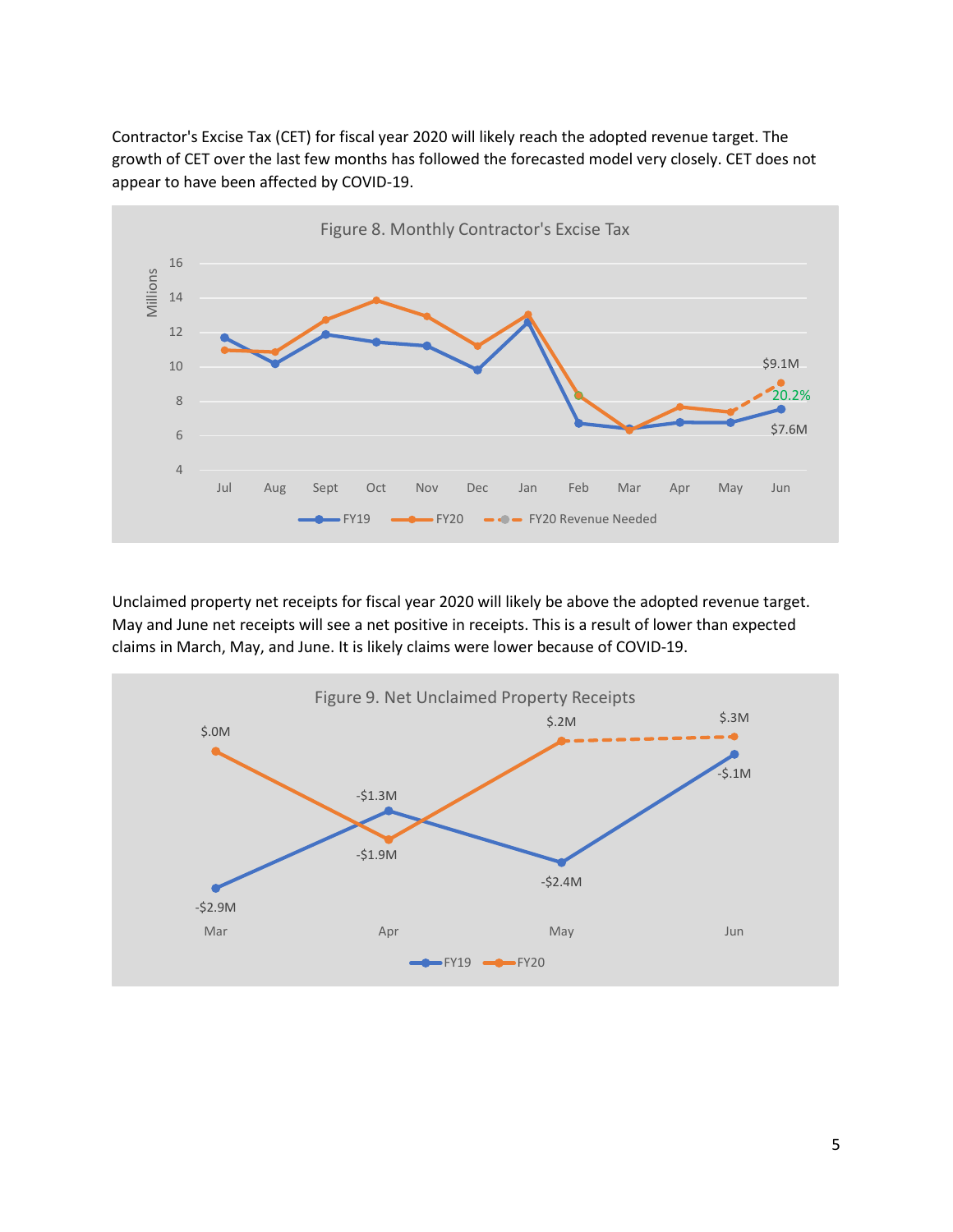Contractor's Excise Tax (CET) for fiscal year 2020 will likely reach the adopted revenue target. The growth of CET over the last few months has followed the forecasted model very closely. CET does not appear to have been affected by COVID-19.

Figure 8. Monthly Contractor's Excise Tax

Millions

16
14
12
10
8
6
4

Jul Aug Sept Oct Nov Dec Jan Feb Mar Apr May Jun

$9.1M
20.2%
$7.6M

FY19 FY20 FY20 Revenue Needed

Unclaimed property net receipts for fiscal year 2020 will likely be above the adopted revenue target. May and June net receipts will see a net positive in receipts. This is a result of lower than expected claims in March, May, and June. It is likely claims were lower because of COVID-19.

Figure 9. Net Unclaimed Property Receipts

$.0M
-$2.9M
-$1.3M
-$1.9M
$.2M
-$2.4M
$.3M
-$.1M

Mar Apr May Jun

FY19 FY20